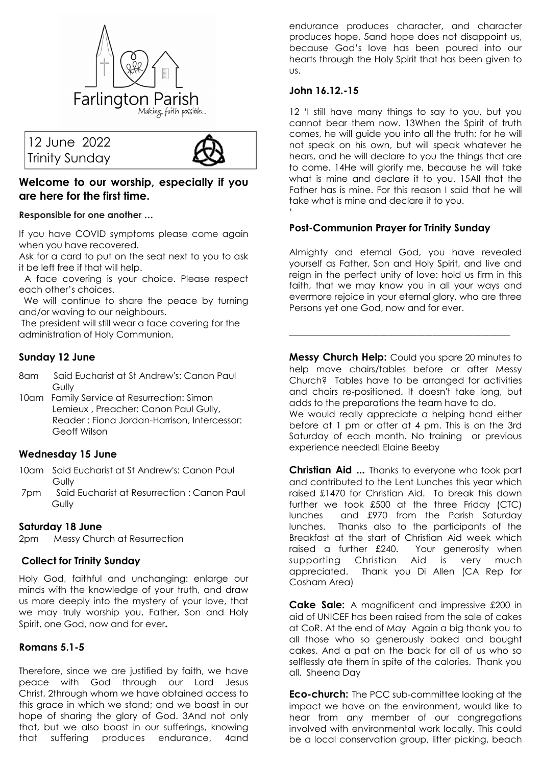Farlington Parish

Making faith possible...

12 June 2022
Trinity Sunday

## Welcome to our worship, especially if you are here for the first time.

**Responsible for one another …**

If you have COVID symptoms please come again when you have recovered.

Ask for a card to put on the seat next to you to ask it be left free if that will help.

A face covering is your choice. Please respect each other's choices.

We will continue to share the peace by turning and/or waving to our neighbours.

The president will still wear a face covering for the administration of Holy Communion.

### Sunday 12 June

8am Said Eucharist at St Andrew's: Canon Paul Gully

10am Family Service at Resurrection: Simon Lemieux , Preacher: Canon Paul Gully, Reader : Fiona Jordan-Harrison, Intercessor: Geoff Wilson

### Wednesday 15 June

10am Said Eucharist at St Andrew's: Canon Paul Gully

7pm Said Eucharist at Resurrection : Canon Paul Gully

### Saturday 18 June

2pm Messy Church at Resurrection

### Collect for Trinity Sunday

Holy God, faithful and unchanging: enlarge our minds with the knowledge of your truth, and draw us more deeply into the mystery of your love, that we may truly worship you, Father, Son and Holy Spirit, one God, now and for ever**.**

### Romans 5.1-5

Therefore, since we are justified by faith, we have peace with God through our Lord Jesus Christ, 2through whom we have obtained access to this grace in which we stand; and we boast in our hope of sharing the glory of God. 3And not only that, but we also boast in our sufferings, knowing that suffering produces endurance, 4and endurance produces character, and character produces hope, 5and hope does not disappoint us, because God's love has been poured into our hearts through the Holy Spirit that has been given to us.

### John 16.12.-15

12 'I still have many things to say to you, but you cannot bear them now. 13When the Spirit of truth comes, he will guide you into all the truth; for he will not speak on his own, but will speak whatever he hears, and he will declare to you the things that are to come. 14He will glorify me, because he will take what is mine and declare it to you. 15All that the Father has is mine. For this reason I said that he will take what is mine and declare it to you.
'

### Post-Communion Prayer for Trinity Sunday

Almighty and eternal God, you have revealed yourself as Father, Son and Holy Spirit, and live and reign in the perfect unity of love: hold us firm in this faith, that we may know you in all your ways and evermore rejoice in your eternal glory, who are three Persons yet one God, now and for ever.

---

**Messy Church Help:** Could you spare 20 minutes to help move chairs/tables before or after Messy Church? Tables have to be arranged for activities and chairs re-positioned. It doesn't take long, but adds to the preparations the team have to do.
We would really appreciate a helping hand either before at 1 pm or after at 4 pm. This is on the 3rd Saturday of each month. No training or previous experience needed! Elaine Beeby

**Christian Aid ...** Thanks to everyone who took part and contributed to the Lent Lunches this year which raised £1470 for Christian Aid. To break this down further we took £500 at the three Friday (CTC) lunches and £970 from the Parish Saturday lunches. Thanks also to the participants of the Breakfast at the start of Christian Aid week which raised a further £240. Your generosity when supporting Christian Aid is very much appreciated. Thank you Di Allen (CA Rep for Cosham Area)

**Cake Sale:** A magnificent and impressive £200 in aid of UNICEF has been raised from the sale of cakes at CoR. At the end of May Again a big thank you to all those who so generously baked and bought cakes. And a pat on the back for all of us who so selflessly ate them in spite of the calories. Thank you all. Sheena Day

**Eco-church:** The PCC sub-committee looking at the impact we have on the environment, would like to hear from any member of our congregations involved with environmental work locally. This could be a local conservation group, litter picking, beach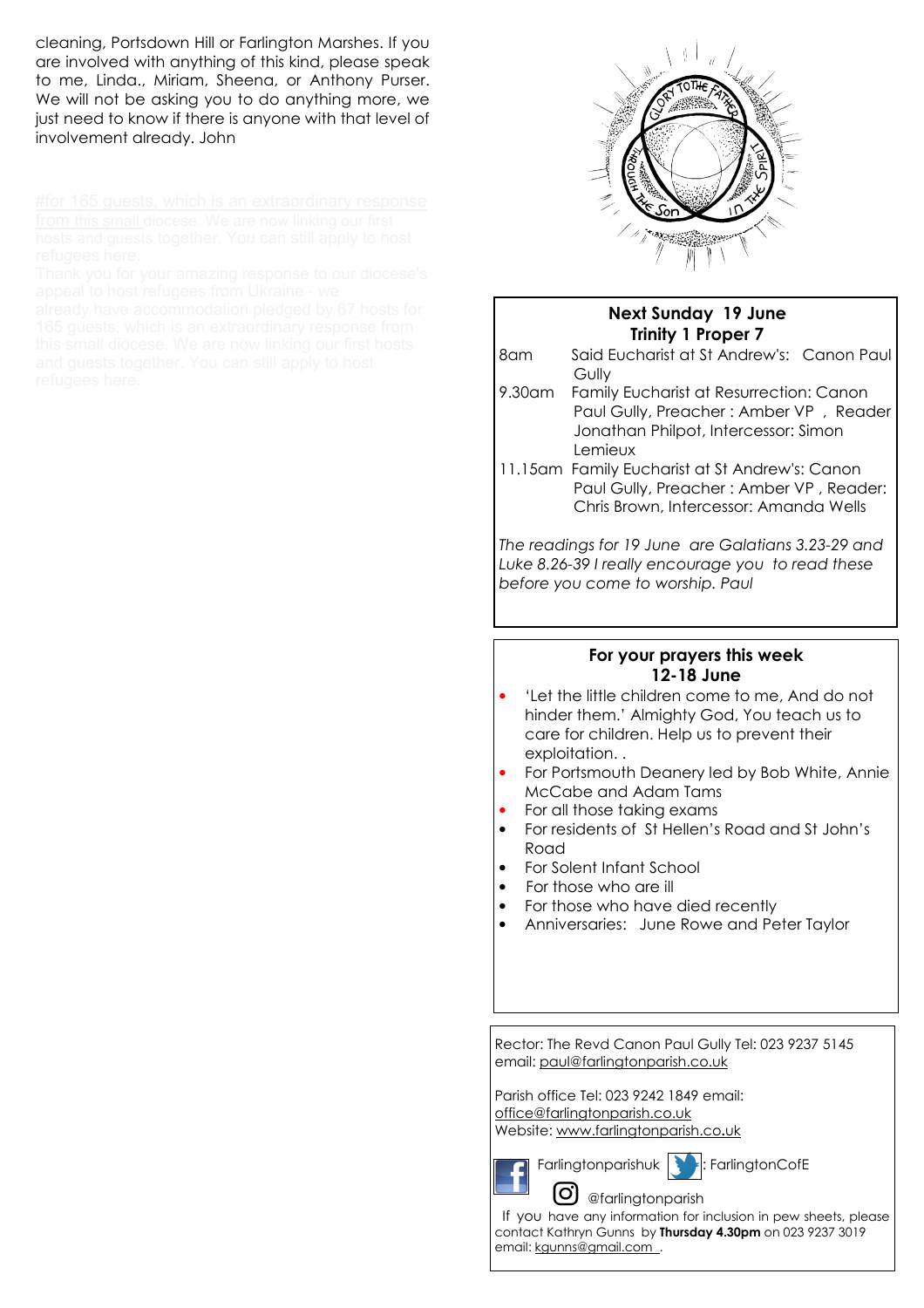cleaning, Portsdown Hill or Farlington Marshes. If you are involved with anything of this kind, please speak to me, Linda., Miriam, Sheena, or Anthony Purser. We will not be asking you to do anything more, we just need to know if there is anyone with that level of involvement already. John

#for 165 guests, which is an extraordinary response from this small diocese. We are now linking our first hosts and guests together. You can still apply to host refugees here.

Thank you for your amazing response to our diocese's appeal to host refugees from Ukraine - we already have accommodation pledged by 67 hosts for 165 guests, which is an extraordinary response from this small diocese. We are now linking our first hosts and guests together. You can still apply to host refugees here.

GLORY TO THE FATHER THROUGH THE SON IN THE SPIRIT

## Next Sunday 19 June
### Trinity 1 Proper 7

8am Said Eucharist at St Andrew's: Canon Paul Gully

9.30am Family Eucharist at Resurrection: Canon Paul Gully, Preacher : Amber VP , Reader Jonathan Philpot, Intercessor: Simon Lemieux

11.15am Family Eucharist at St Andrew's: Canon Paul Gully, Preacher : Amber VP , Reader: Chris Brown, Intercessor: Amanda Wells

*The readings for 19 June are Galatians 3.23-29 and Luke 8.26-39 I really encourage you to read these before you come to worship. Paul*

## For your prayers this week
### 12-18 June

- 'Let the little children come to me, And do not hinder them.' Almighty God, You teach us to care for children. Help us to prevent their exploitation. .
- For Portsmouth Deanery led by Bob White, Annie McCabe and Adam Tams
- For all those taking exams
- For residents of St Hellen's Road and St John's Road
- For Solent Infant School
- For those who are ill
- For those who have died recently
- Anniversaries: June Rowe and Peter Taylor

Rector: The Revd Canon Paul Gully Tel: 023 9237 5145 email: paul@farlingtonparish.co.uk

Parish office Tel: 023 9242 1849 email: office@farlingtonparish.co.uk
Website: www.farlingtonparish.co.uk

Farlingtonparishuk : FarlingtonCofE

@farlingtonparish

If you have any information for inclusion in pew sheets, please contact Kathryn Gunns by **Thursday 4.30pm** on 023 9237 3019 email: kgunns@gmail.com .